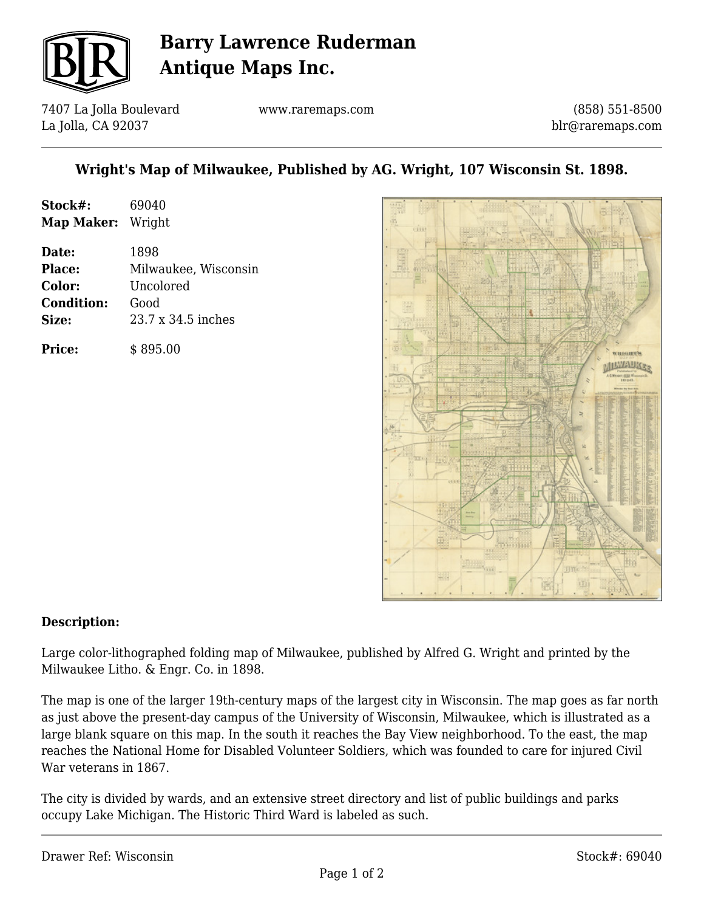# Barry Lawrence Ruderman Antique Maps Inc.

7407 La Jolla Boulevard
La Jolla, CA 92037

www.raremaps.com

(858) 551-8500
blr@raremaps.com

## Wright's Map of Milwaukee, Published by AG. Wright, 107 Wisconsin St. 1898.

**Stock#:** 69040
**Map Maker:** Wright

**Date:** 1898
**Place:** Milwaukee, Wisconsin
**Color:** Uncolored
**Condition:** Good
**Size:** 23.7 x 34.5 inches

**Price:** $ 895.00

**Description:**

Large color-lithographed folding map of Milwaukee, published by Alfred G. Wright and printed by the Milwaukee Litho. & Engr. Co. in 1898.

The map is one of the larger 19th-century maps of the largest city in Wisconsin. The map goes as far north as just above the present-day campus of the University of Wisconsin, Milwaukee, which is illustrated as a large blank square on this map. In the south it reaches the Bay View neighborhood. To the east, the map reaches the National Home for Disabled Volunteer Soldiers, which was founded to care for injured Civil War veterans in 1867.

The city is divided by wards, and an extensive street directory and list of public buildings and parks occupy Lake Michigan. The Historic Third Ward is labeled as such.

Drawer Ref: Wisconsin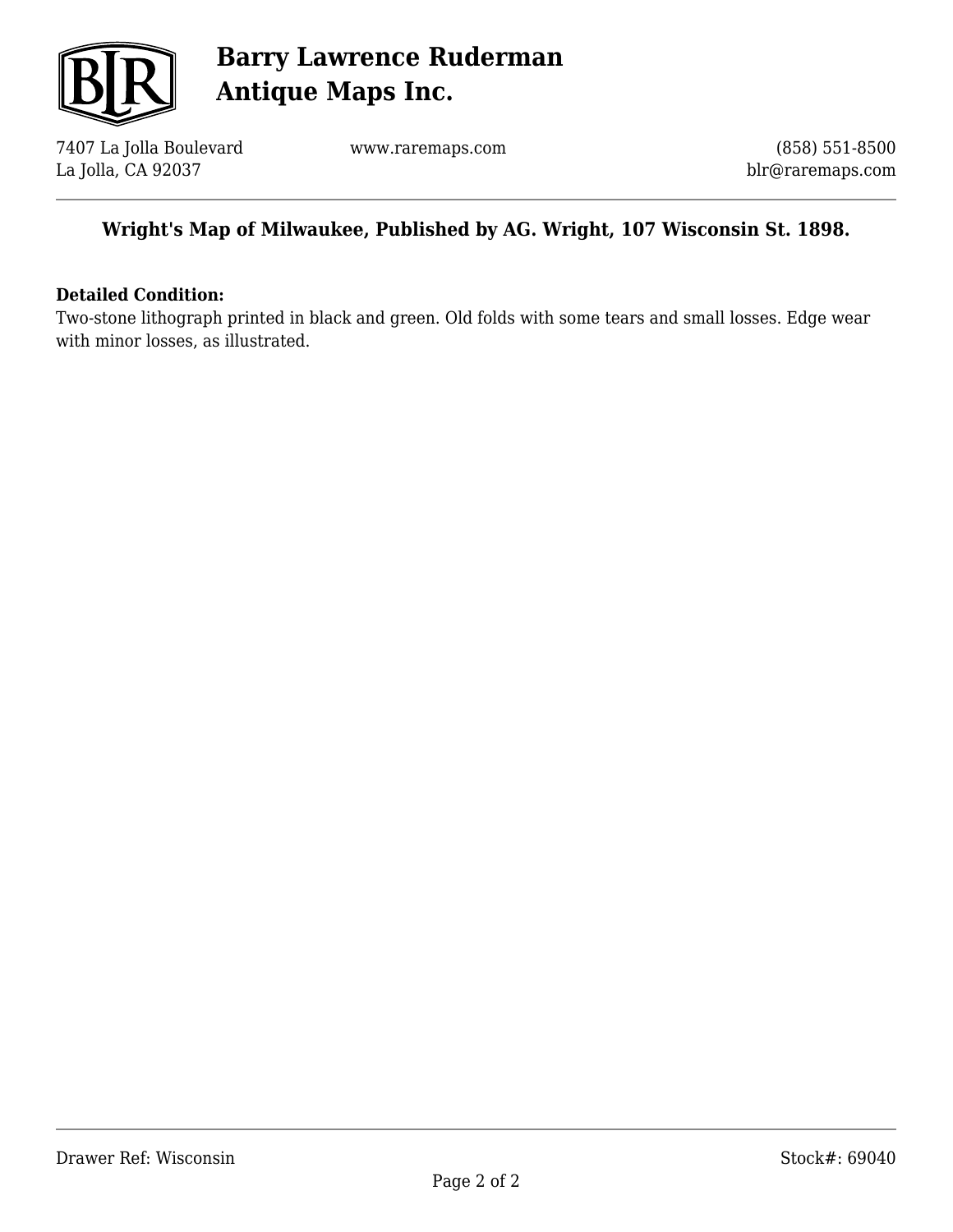**Wright's Map of Milwaukee, Published by AG. Wright, 107 Wisconsin St. 1898.**

**Detailed Condition:**
Two-stone lithograph printed in black and green. Old folds with some tears and small losses. Edge wear with minor losses, as illustrated.